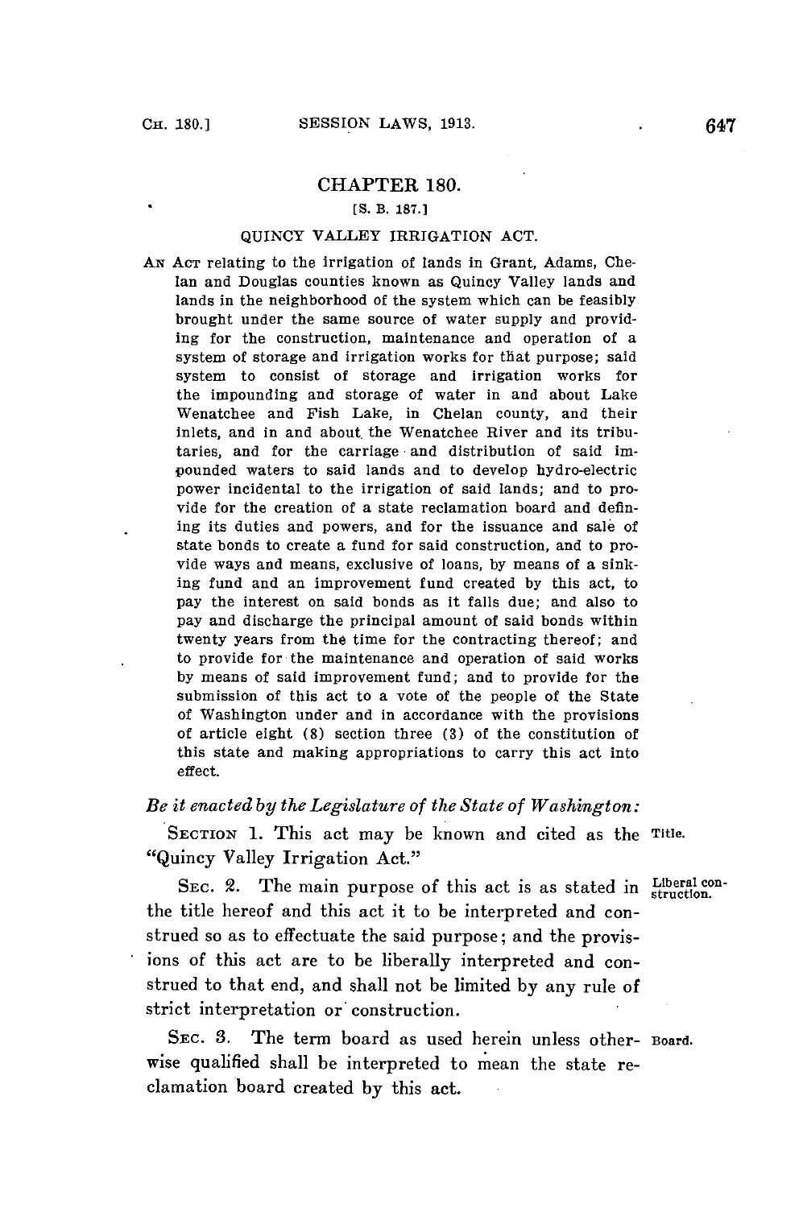# CHAPTER 180.

[S. B. 187.]

## QUINCY VALLEY IRRIGATION ACT.

AN ACT relating to the irrigation of lands in Grant, Adams, Chelan and Douglas counties known as Quincy Valley lands and lands in the neighborhood of the system which can be feasibly brought under the same source of water supply and providing for the construction, maintenance and operation of a system of storage and irrigation works for that purpose; said system to consist of storage and irrigation works for the impounding and storage of water in and about Lake Wenatchee and Fish Lake, in Chelan county, and their inlets, and in and about the Wenatchee River and its tributaries, and for the carriage and distribution of said impounded waters to said lands and to develop hydro-electric power incidental to the irrigation of said lands; and to provide for the creation of a state reclamation board and defining its duties and powers, and for the issuance and sale of state bonds to create a fund for said construction, and to provide ways and means, exclusive of loans, by means of a sinking fund and an improvement fund created by this act, to pay the interest on said bonds as it falls due; and also to pay and discharge the principal amount of said bonds within twenty years from the time for the contracting thereof; and to provide for the maintenance and operation of said works by means of said improvement fund; and to provide for the submission of this act to a vote of the people of the State of Washington under and in accordance with the provisions of article eight (8) section three (3) of the constitution of this state and making appropriations to carry this act into effect.

*Be it enacted by the Legislature of the State of Washington:*

SECTION 1. This act may be known and cited as the "Quincy Valley Irrigation Act." *Title.*

SEC. 2. The main purpose of this act is as stated in the title hereof and this act it to be interpreted and construed so as to effectuate the said purpose; and the provisions of this act are to be liberally interpreted and construed to that end, and shall not be limited by any rule of strict interpretation or construction. *Liberal construction.*

SEC. 3. The term board as used herein unless otherwise qualified shall be interpreted to mean the state reclamation board created by this act. *Board.*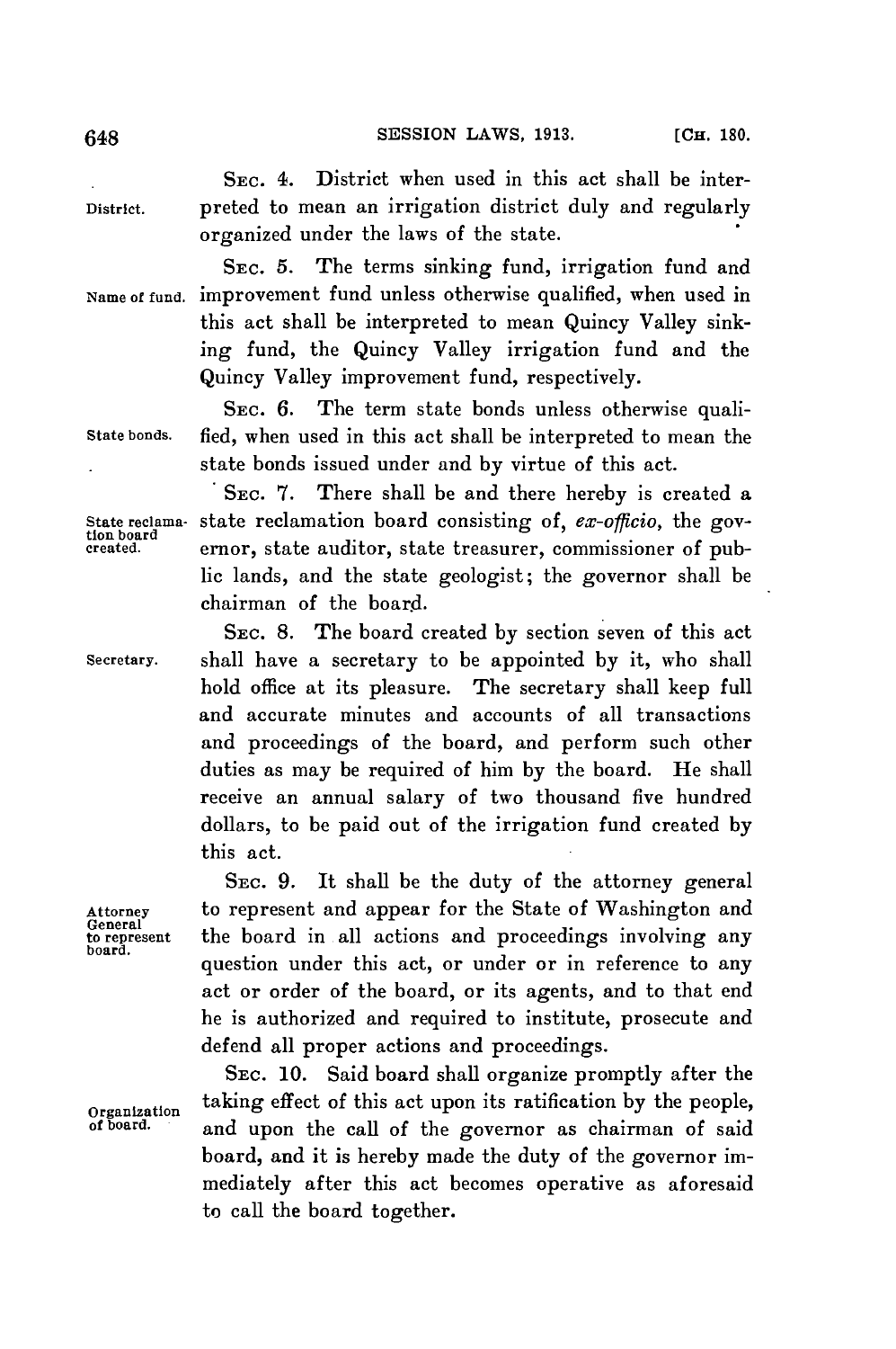SEC. 4. District when used in this act shall be interpreted to mean an irrigation district duly and regularly organized under the laws of the state.

District.

SEC. 5. The terms sinking fund, irrigation fund and improvement fund unless otherwise qualified, when used in this act shall be interpreted to mean Quincy Valley sinking fund, the Quincy Valley irrigation fund and the Quincy Valley improvement fund, respectively.

Name of fund.

SEC. 6. The term state bonds unless otherwise qualified, when used in this act shall be interpreted to mean the state bonds issued under and by virtue of this act.

State bonds.

SEC. 7. There shall be and there hereby is created a state reclamation board consisting of, *ex-officio*, the governor, state auditor, state treasurer, commissioner of public lands, and the state geologist; the governor shall be chairman of the board.

State reclamation board created.

SEC. 8. The board created by section seven of this act shall have a secretary to be appointed by it, who shall hold office at its pleasure. The secretary shall keep full and accurate minutes and accounts of all transactions and proceedings of the board, and perform such other duties as may be required of him by the board. He shall receive an annual salary of two thousand five hundred dollars, to be paid out of the irrigation fund created by this act.

Secretary.

SEC. 9. It shall be the duty of the attorney general to represent and appear for the State of Washington and the board in all actions and proceedings involving any question under this act, or under or in reference to any act or order of the board, or its agents, and to that end he is authorized and required to institute, prosecute and defend all proper actions and proceedings.

Attorney General to represent board.

SEC. 10. Said board shall organize promptly after the taking effect of this act upon its ratification by the people, and upon the call of the governor as chairman of said board, and it is hereby made the duty of the governor immediately after this act becomes operative as aforesaid to call the board together.

Organization of board.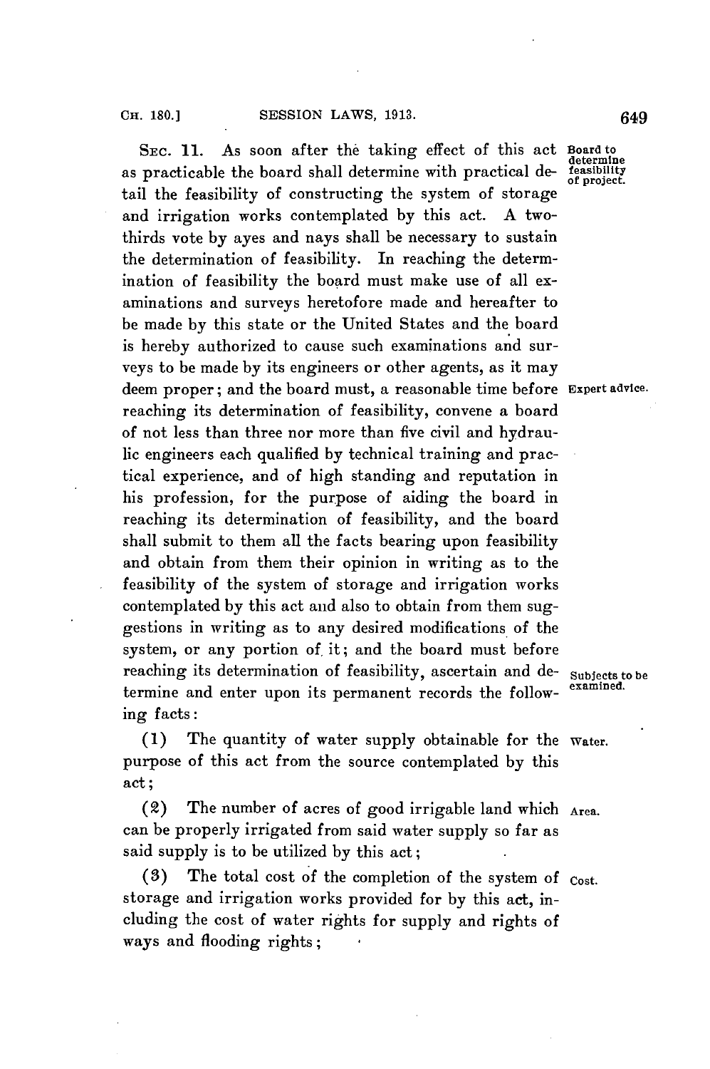SEC. 11. As soon after the taking effect of this act as practicable the board shall determine with practical detail the feasibility of constructing the system of storage and irrigation works contemplated by this act. A two-thirds vote by ayes and nays shall be necessary to sustain the determination of feasibility. In reaching the determination of feasibility the board must make use of all examinations and surveys heretofore made and hereafter to be made by this state or the United States and the board is hereby authorized to cause such examinations and surveys to be made by its engineers or other agents, as it may deem proper; and the board must, a reasonable time before reaching its determination of feasibility, convene a board of not less than three nor more than five civil and hydraulic engineers each qualified by technical training and practical experience, and of high standing and reputation in his profession, for the purpose of aiding the board in reaching its determination of feasibility, and the board shall submit to them all the facts bearing upon feasibility and obtain from them their opinion in writing as to the feasibility of the system of storage and irrigation works contemplated by this act and also to obtain from them suggestions in writing as to any desired modifications of the system, or any portion of it; and the board must before reaching its determination of feasibility, ascertain and determine and enter upon its permanent records the following facts:

*Board to determine feasibility of project.*

*Expert advice.*

*Subjects to be examined.*

(1) The quantity of water supply obtainable for the purpose of this act from the source contemplated by this act;

*Water.*

(2) The number of acres of good irrigable land which can be properly irrigated from said water supply so far as said supply is to be utilized by this act;

*Area.*

(3) The total cost of the completion of the system of storage and irrigation works provided for by this act, including the cost of water rights for supply and rights of ways and flooding rights;

*Cost.*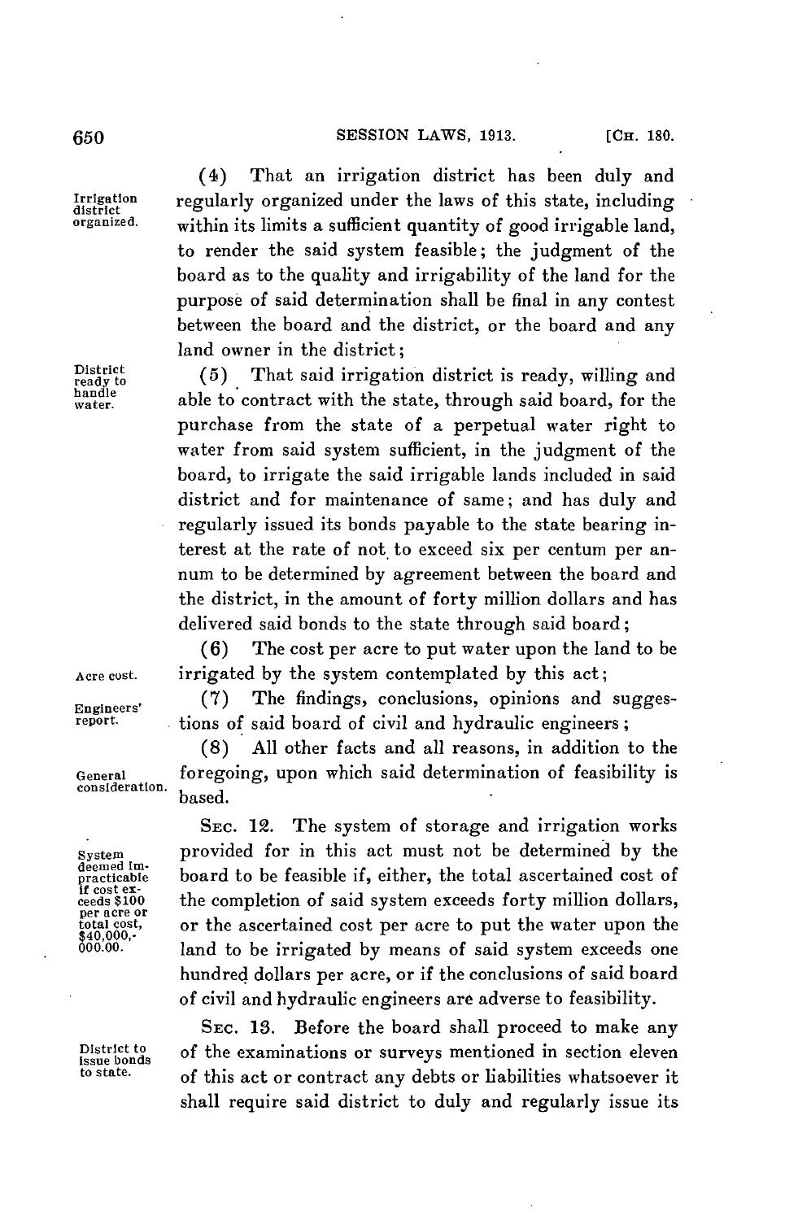(4) That an irrigation district has been duly and regularly organized under the laws of this state, including within its limits a sufficient quantity of good irrigable land, to render the said system feasible; the judgment of the board as to the quality and irrigability of the land for the purpose of said determination shall be final in any contest between the board and the district, or the board and any land owner in the district;

(5) That said irrigation district is ready, willing and able to contract with the state, through said board, for the purchase from the state of a perpetual water right to water from said system sufficient, in the judgment of the board, to irrigate the said irrigable lands included in said district and for maintenance of same; and has duly and regularly issued its bonds payable to the state bearing interest at the rate of not to exceed six per centum per annum to be determined by agreement between the board and the district, in the amount of forty million dollars and has delivered said bonds to the state through said board;

(6) The cost per acre to put water upon the land to be irrigated by the system contemplated by this act;

(7) The findings, conclusions, opinions and suggestions of said board of civil and hydraulic engineers;

(8) All other facts and all reasons, in addition to the foregoing, upon which said determination of feasibility is based.

SEC. 12. The system of storage and irrigation works provided for in this act must not be determined by the board to be feasible if, either, the total ascertained cost of the completion of said system exceeds forty million dollars, or the ascertained cost per acre to put the water upon the land to be irrigated by means of said system exceeds one hundred dollars per acre, or if the conclusions of said board of civil and hydraulic engineers are adverse to feasibility.

SEC. 13. Before the board shall proceed to make any of the examinations or surveys mentioned in section eleven of this act or contract any debts or liabilities whatsoever it shall require said district to duly and regularly issue its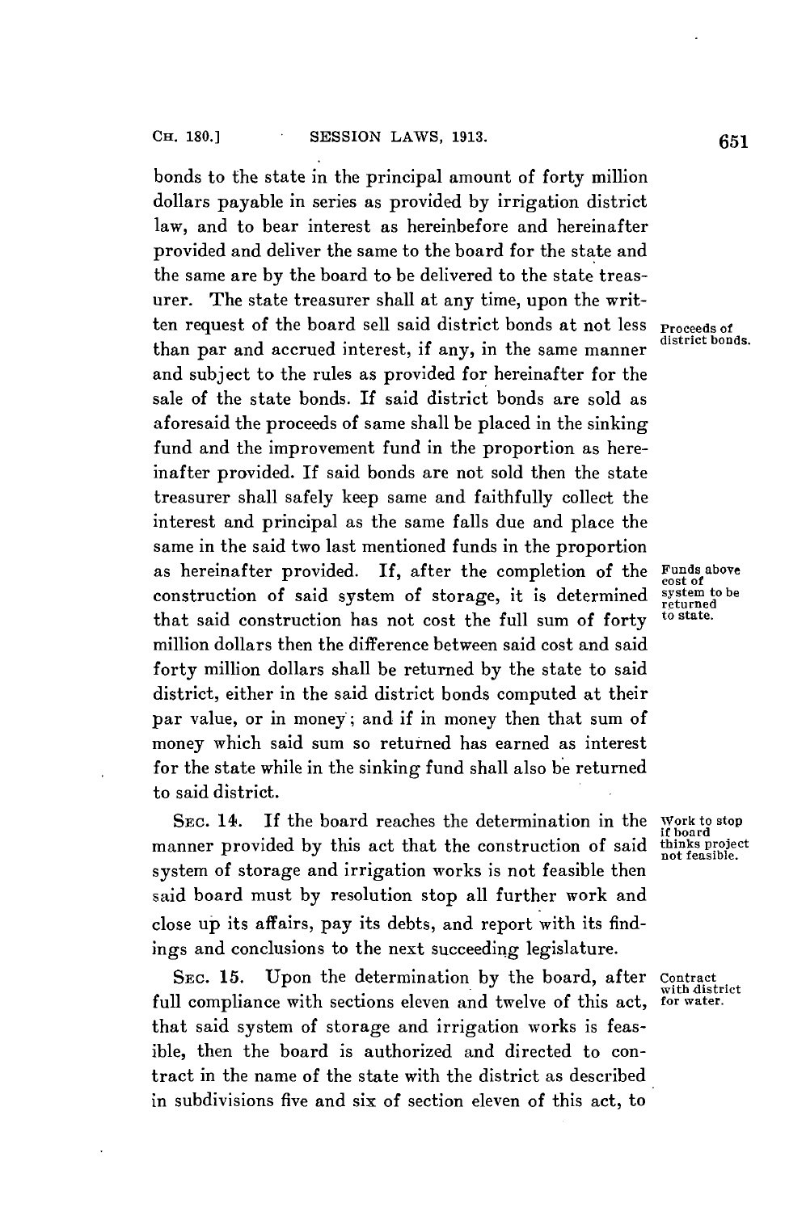bonds to the state in the principal amount of forty million dollars payable in series as provided by irrigation district law, and to bear interest as hereinbefore and hereinafter provided and deliver the same to the board for the state and the same are by the board to be delivered to the state treasurer. The state treasurer shall at any time, upon the written request of the board sell said district bonds at not less than par and accrued interest, if any, in the same manner and subject to the rules as provided for hereinafter for the sale of the state bonds. If said district bonds are sold as aforesaid the proceeds of same shall be placed in the sinking fund and the improvement fund in the proportion as hereinafter provided. If said bonds are not sold then the state treasurer shall safely keep same and faithfully collect the interest and principal as the same falls due and place the same in the said two last mentioned funds in the proportion as hereinafter provided. If, after the completion of the construction of said system of storage, it is determined that said construction has not cost the full sum of forty million dollars then the difference between said cost and said forty million dollars shall be returned by the state to said district, either in the said district bonds computed at their par value, or in money; and if in money then that sum of money which said sum so returned has earned as interest for the state while in the sinking fund shall also be returned to said district.

*Proceeds of district bonds.*

*Funds above cost of system to be returned to state.*

SEC. 14. If the board reaches the determination in the manner provided by this act that the construction of said system of storage and irrigation works is not feasible then said board must by resolution stop all further work and close up its affairs, pay its debts, and report with its findings and conclusions to the next succeeding legislature.

*Work to stop if board thinks project not feasible.*

SEC. 15. Upon the determination by the board, after full compliance with sections eleven and twelve of this act, that said system of storage and irrigation works is feasible, then the board is authorized and directed to contract in the name of the state with the district as described in subdivisions five and six of section eleven of this act, to

*Contract with district for water.*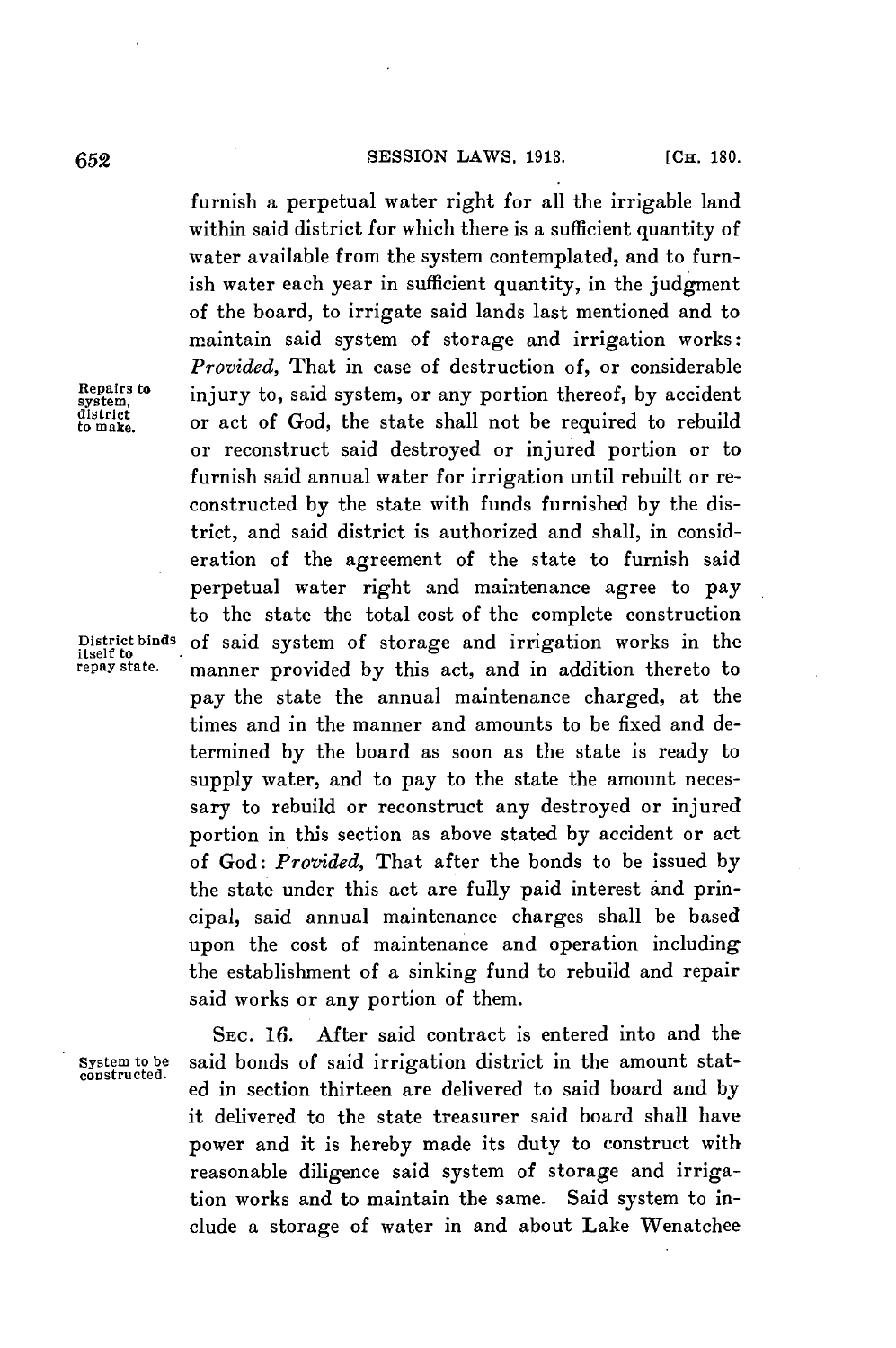furnish a perpetual water right for all the irrigable land within said district for which there is a sufficient quantity of water available from the system contemplated, and to furnish water each year in sufficient quantity, in the judgment of the board, to irrigate said lands last mentioned and to maintain said system of storage and irrigation works: *Provided*, That in case of destruction of, or considerable injury to, said system, or any portion thereof, by accident or act of God, the state shall not be required to rebuild or reconstruct said destroyed or injured portion or to furnish said annual water for irrigation until rebuilt or reconstructed by the state with funds furnished by the district, and said district is authorized and shall, in consideration of the agreement of the state to furnish said perpetual water right and maintenance agree to pay to the state the total cost of the complete construction of said system of storage and irrigation works in the manner provided by this act, and in addition thereto to pay the state the annual maintenance charged, at the times and in the manner and amounts to be fixed and determined by the board as soon as the state is ready to supply water, and to pay to the state the amount necessary to rebuild or reconstruct any destroyed or injured portion in this section as above stated by accident or act of God: *Provided*, That after the bonds to be issued by the state under this act are fully paid interest and principal, said annual maintenance charges shall be based upon the cost of maintenance and operation including the establishment of a sinking fund to rebuild and repair said works or any portion of them.

Repairs to system, district to make.

District binds itself to repay state.

SEC. 16. After said contract is entered into and the said bonds of said irrigation district in the amount stated in section thirteen are delivered to said board and by it delivered to the state treasurer said board shall have power and it is hereby made its duty to construct with reasonable diligence said system of storage and irrigation works and to maintain the same. Said system to include a storage of water in and about Lake Wenatchee

System to be constructed.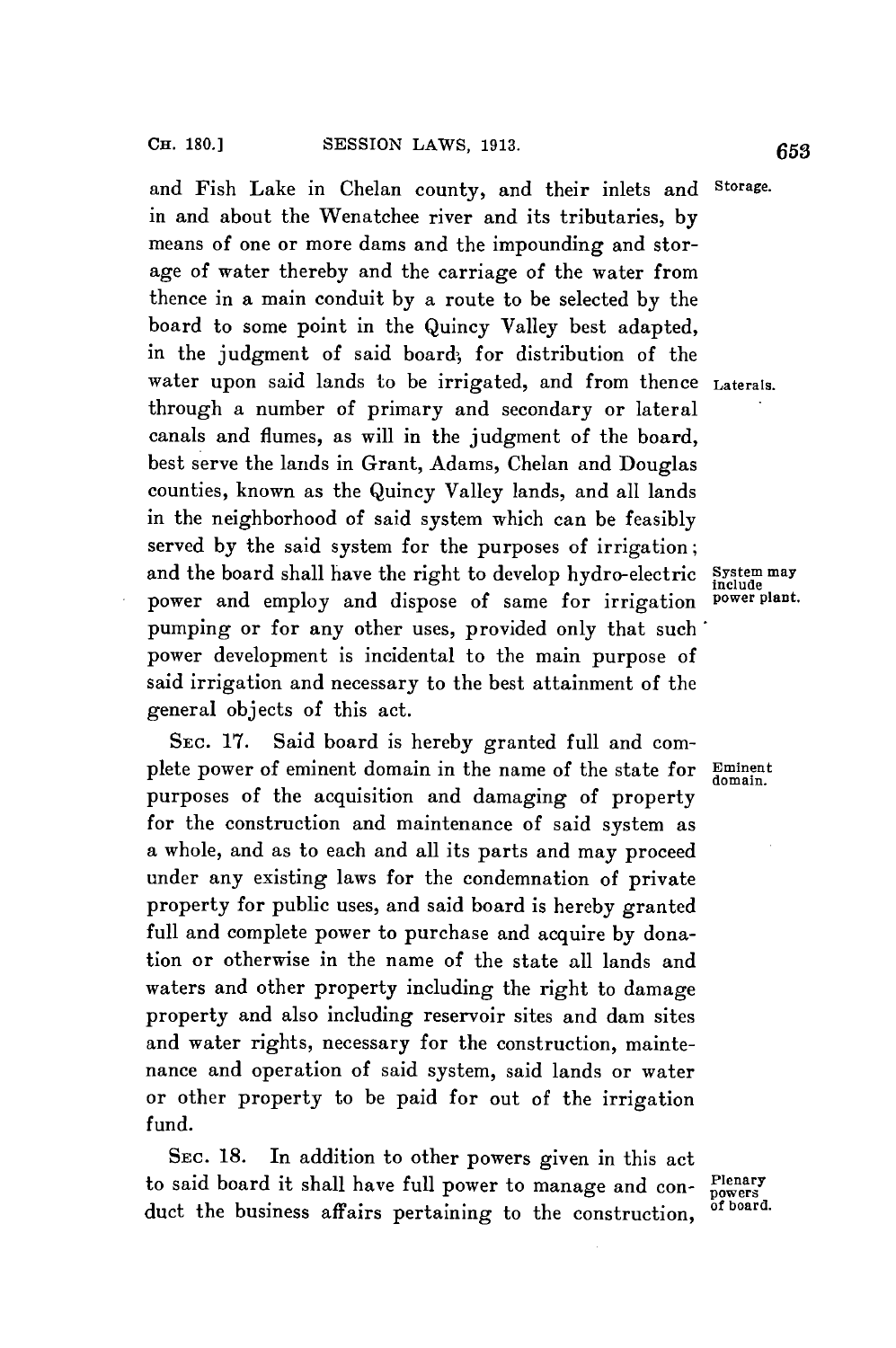and Fish Lake in Chelan county, and their inlets and in and about the Wenatchee river and its tributaries, by means of one or more dams and the impounding and storage of water thereby and the carriage of the water from thence in a main conduit by a route to be selected by the board to some point in the Quincy Valley best adapted, in the judgment of said board, for distribution of the water upon said lands to be irrigated, and from thence through a number of primary and secondary or lateral canals and flumes, as will in the judgment of the board, best serve the lands in Grant, Adams, Chelan and Douglas counties, known as the Quincy Valley lands, and all lands in the neighborhood of said system which can be feasibly served by the said system for the purposes of irrigation; and the board shall have the right to develop hydro-electric power and employ and dispose of same for irrigation pumping or for any other uses, provided only that such power development is incidental to the main purpose of said irrigation and necessary to the best attainment of the general objects of this act.

Storage.

Laterals.

System may include power plant.

SEC. 17. Said board is hereby granted full and complete power of eminent domain in the name of the state for purposes of the acquisition and damaging of property for the construction and maintenance of said system as a whole, and as to each and all its parts and may proceed under any existing laws for the condemnation of private property for public uses, and said board is hereby granted full and complete power to purchase and acquire by donation or otherwise in the name of the state all lands and waters and other property including the right to damage property and also including reservoir sites and dam sites and water rights, necessary for the construction, maintenance and operation of said system, said lands or water or other property to be paid for out of the irrigation fund.

Eminent domain.

SEC. 18. In addition to other powers given in this act to said board it shall have full power to manage and conduct the business affairs pertaining to the construction,

Plenary powers of board.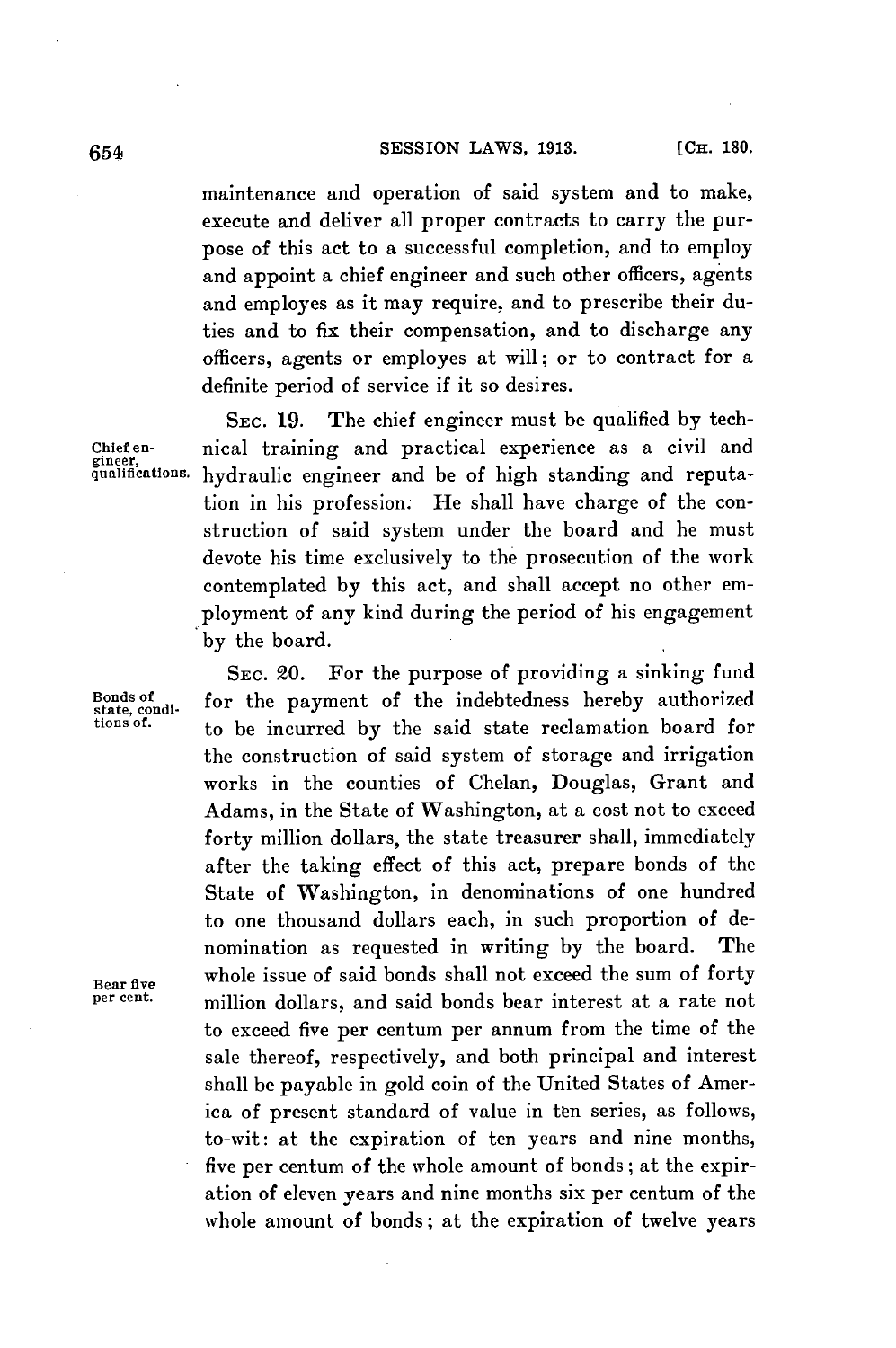maintenance and operation of said system and to make, execute and deliver all proper contracts to carry the purpose of this act to a successful completion, and to employ and appoint a chief engineer and such other officers, agents and employes as it may require, and to prescribe their duties and to fix their compensation, and to discharge any officers, agents or employes at will; or to contract for a definite period of service if it so desires.

Chief engineer, qualifications.

SEC. 19. The chief engineer must be qualified by technical training and practical experience as a civil and hydraulic engineer and be of high standing and reputation in his profession. He shall have charge of the construction of said system under the board and he must devote his time exclusively to the prosecution of the work contemplated by this act, and shall accept no other employment of any kind during the period of his engagement by the board.

Bonds of state, conditions of.

SEC. 20. For the purpose of providing a sinking fund for the payment of the indebtedness hereby authorized to be incurred by the said state reclamation board for the construction of said system of storage and irrigation works in the counties of Chelan, Douglas, Grant and Adams, in the State of Washington, at a cost not to exceed forty million dollars, the state treasurer shall, immediately after the taking effect of this act, prepare bonds of the State of Washington, in denominations of one hundred to one thousand dollars each, in such proportion of denomination as requested in writing by the board. The whole issue of said bonds shall not exceed the sum of forty million dollars, and said bonds bear interest at a rate not to exceed five per centum per annum from the time of the sale thereof, respectively, and both principal and interest shall be payable in gold coin of the United States of America of present standard of value in ten series, as follows, to-wit: at the expiration of ten years and nine months, five per centum of the whole amount of bonds; at the expiration of eleven years and nine months six per centum of the whole amount of bonds; at the expiration of twelve years

Bear five per cent.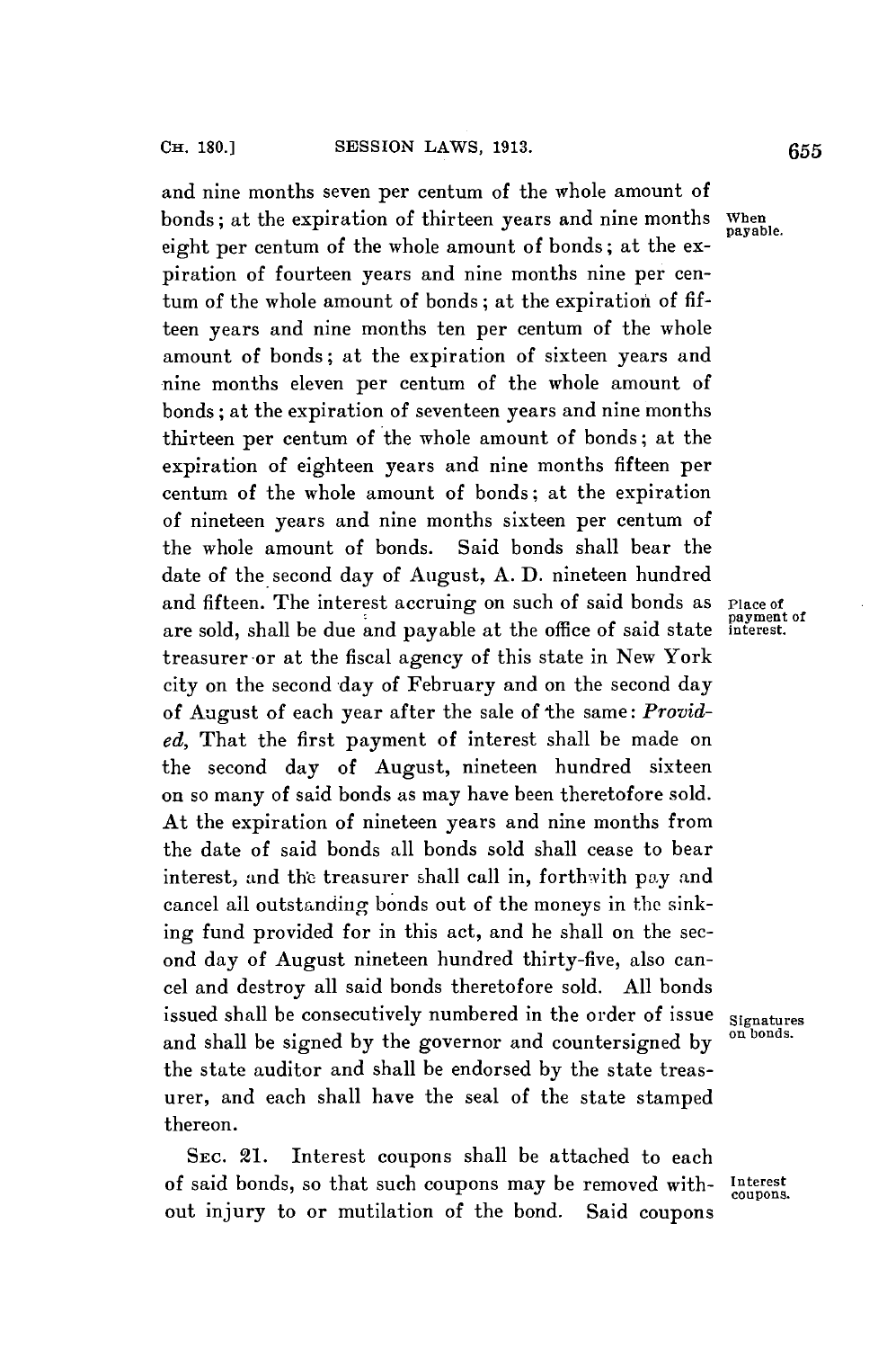and nine months seven per centum of the whole amount of bonds; at the expiration of thirteen years and nine months eight per centum of the whole amount of bonds; at the expiration of fourteen years and nine months nine per centum of the whole amount of bonds; at the expiration of fifteen years and nine months ten per centum of the whole amount of bonds; at the expiration of sixteen years and nine months eleven per centum of the whole amount of bonds; at the expiration of seventeen years and nine months thirteen per centum of the whole amount of bonds; at the expiration of eighteen years and nine months fifteen per centum of the whole amount of bonds; at the expiration of nineteen years and nine months sixteen per centum of the whole amount of bonds. Said bonds shall bear the date of the second day of August, A. D. nineteen hundred and fifteen. The interest accruing on such of said bonds as are sold, shall be due and payable at the office of said state treasurer or at the fiscal agency of this state in New York city on the second day of February and on the second day of August of each year after the sale of the same: *Provided*, That the first payment of interest shall be made on the second day of August, nineteen hundred sixteen on so many of said bonds as may have been theretofore sold. At the expiration of nineteen years and nine months from the date of said bonds all bonds sold shall cease to bear interest, and the treasurer shall call in, forthwith pay and cancel all outstanding bonds out of the moneys in the sinking fund provided for in this act, and he shall on the second day of August nineteen hundred thirty-five, also cancel and destroy all said bonds theretofore sold. All bonds issued shall be consecutively numbered in the order of issue and shall be signed by the governor and countersigned by the state auditor and shall be endorsed by the state treasurer, and each shall have the seal of the state stamped thereon.

When payable.

Place of payment of interest.

Signatures on bonds.

SEC. 21. Interest coupons shall be attached to each of said bonds, so that such coupons may be removed without injury to or mutilation of the bond. Said coupons

Interest coupons.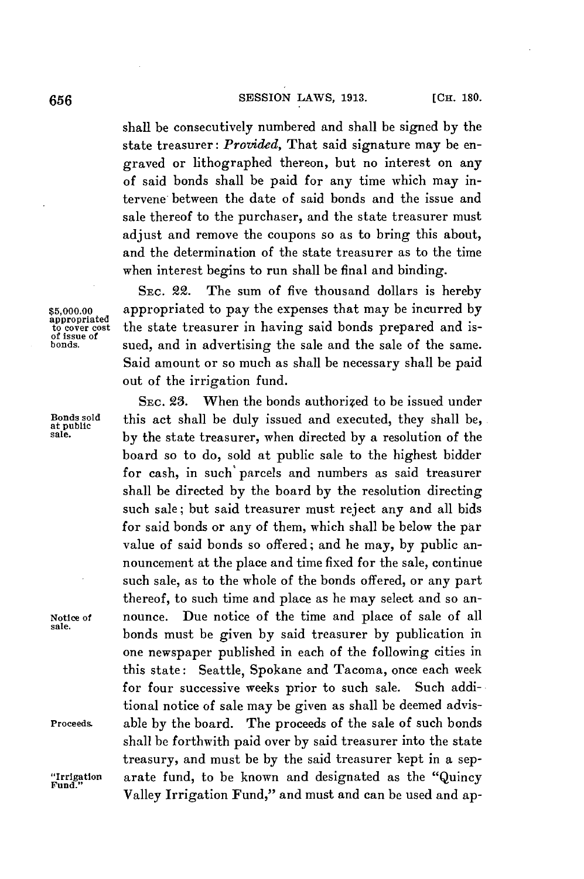shall be consecutively numbered and shall be signed by the state treasurer: *Provided*, That said signature may be engraved or lithographed thereon, but no interest on any of said bonds shall be paid for any time which may intervene between the date of said bonds and the issue and sale thereof to the purchaser, and the state treasurer must adjust and remove the coupons so as to bring this about, and the determination of the state treasurer as to the time when interest begins to run shall be final and binding.

$5,000.00 appropriated to cover cost of issue of bonds.

SEC. 22. The sum of five thousand dollars is hereby appropriated to pay the expenses that may be incurred by the state treasurer in having said bonds prepared and issued, and in advertising the sale and the sale of the same. Said amount or so much as shall be necessary shall be paid out of the irrigation fund.

Bonds sold at public sale.

SEC. 23. When the bonds authorized to be issued under this act shall be duly issued and executed, they shall be, by the state treasurer, when directed by a resolution of the board so to do, sold at public sale to the highest bidder for cash, in such parcels and numbers as said treasurer shall be directed by the board by the resolution directing such sale; but said treasurer must reject any and all bids for said bonds or any of them, which shall be below the par value of said bonds so offered; and he may, by public announcement at the place and time fixed for the sale, continue such sale, as to the whole of the bonds offered, or any part thereof, to such time and place as he may select and so announce.

Notice of sale.

Due notice of the time and place of sale of all bonds must be given by said treasurer by publication in one newspaper published in each of the following cities in this state: Seattle, Spokane and Tacoma, once each week for four successive weeks prior to such sale. Such additional notice of sale may be given as shall be deemed advisable by the board.

Proceeds.

The proceeds of the sale of such bonds shall be forthwith paid over by said treasurer into the state treasury, and must be by the said treasurer kept in a separate fund, to be known and designated as the "Quincy Valley Irrigation Fund," and must and can be used and ap-

"Irrigation Fund."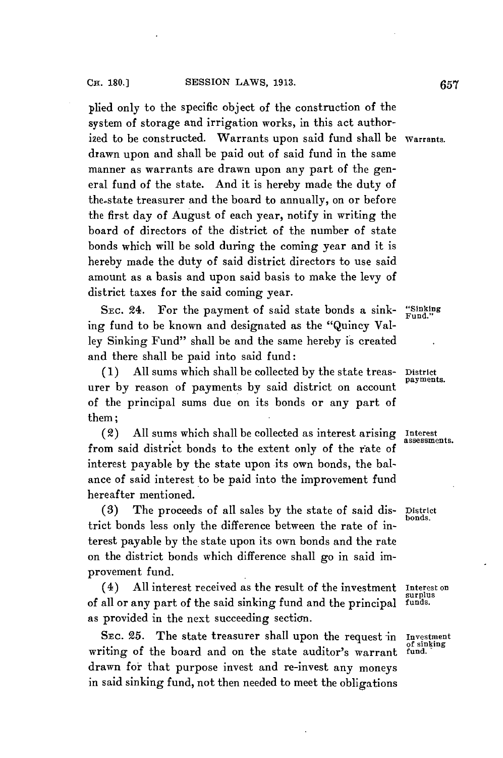plied only to the specific object of the construction of the system of storage and irrigation works, in this act authorized to be constructed. Warrants upon said fund shall be drawn upon and shall be paid out of said fund in the same manner as warrants are drawn upon any part of the general fund of the state. And it is hereby made the duty of the state treasurer and the board to annually, on or before the first day of August of each year, notify in writing the board of directors of the district of the number of state bonds which will be sold during the coming year and it is hereby made the duty of said district directors to use said amount as a basis and upon said basis to make the levy of district taxes for the said coming year.

*Warrants.*

SEC. 24. For the payment of said state bonds a sinking fund to be known and designated as the "Quincy Valley Sinking Fund" shall be and the same hereby is created and there shall be paid into said fund:

*"Sinking Fund."*

(1) All sums which shall be collected by the state treasurer by reason of payments by said district on account of the principal sums due on its bonds or any part of them;

*District payments.*

(2) All sums which shall be collected as interest arising from said district bonds to the extent only of the rate of interest payable by the state upon its own bonds, the balance of said interest to be paid into the improvement fund hereafter mentioned.

*Interest assessments.*

(3) The proceeds of all sales by the state of said district bonds less only the difference between the rate of interest payable by the state upon its own bonds and the rate on the district bonds which difference shall go in said improvement fund.

*District bonds.*

(4) All interest received as the result of the investment of all or any part of the said sinking fund and the principal as provided in the next succeeding section.

*Interest on surplus funds.*

SEC. 25. The state treasurer shall upon the request in writing of the board and on the state auditor's warrant drawn for that purpose invest and re-invest any moneys in said sinking fund, not then needed to meet the obligations

*Investment of sinking fund.*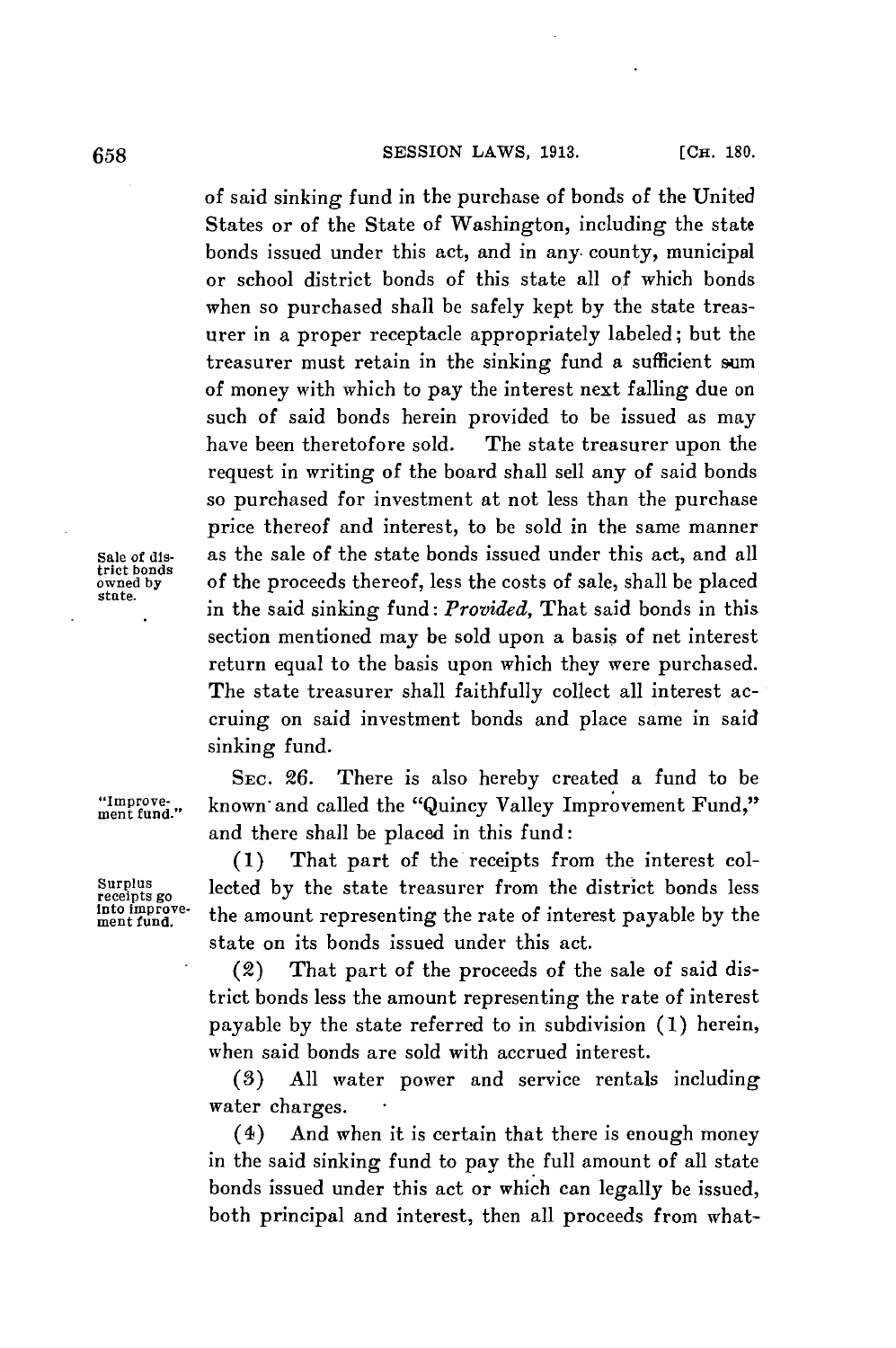of said sinking fund in the purchase of bonds of the United States or of the State of Washington, including the state bonds issued under this act, and in any county, municipal or school district bonds of this state all of which bonds when so purchased shall be safely kept by the state treasurer in a proper receptacle appropriately labeled; but the treasurer must retain in the sinking fund a sufficient sum of money with which to pay the interest next falling due on such of said bonds herein provided to be issued as may have been theretofore sold. The state treasurer upon the request in writing of the board shall sell any of said bonds so purchased for investment at not less than the purchase price thereof and interest, to be sold in the same manner as the sale of the state bonds issued under this act, and all of the proceeds thereof, less the costs of sale, shall be placed in the said sinking fund: *Provided*, That said bonds in this section mentioned may be sold upon a basis of net interest return equal to the basis upon which they were purchased. The state treasurer shall faithfully collect all interest accruing on said investment bonds and place same in said sinking fund.

Sale of district bonds owned by state.

SEC. 26. There is also hereby created a fund to be known and called the "Quincy Valley Improvement Fund," and there shall be placed in this fund:

"Improvement fund."

(1) That part of the receipts from the interest collected by the state treasurer from the district bonds less the amount representing the rate of interest payable by the state on its bonds issued under this act.

Surplus receipts go into improvement fund.

(2) That part of the proceeds of the sale of said district bonds less the amount representing the rate of interest payable by the state referred to in subdivision (1) herein, when said bonds are sold with accrued interest.

(3) All water power and service rentals including water charges.

(4) And when it is certain that there is enough money in the said sinking fund to pay the full amount of all state bonds issued under this act or which can legally be issued, both principal and interest, then all proceeds from what-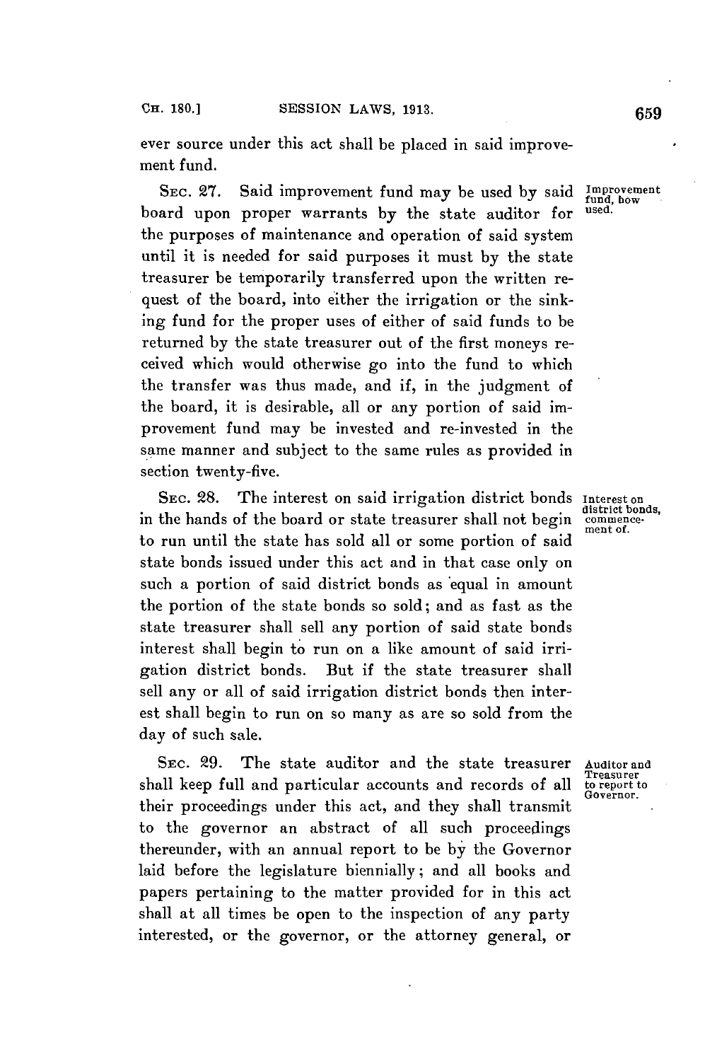ever source under this act shall be placed in said improvement fund.

SEC. 27. Said improvement fund may be used by said board upon proper warrants by the state auditor for the purposes of maintenance and operation of said system until it is needed for said purposes it must by the state treasurer be temporarily transferred upon the written request of the board, into either the irrigation or the sinking fund for the proper uses of either of said funds to be returned by the state treasurer out of the first moneys received which would otherwise go into the fund to which the transfer was thus made, and if, in the judgment of the board, it is desirable, all or any portion of said improvement fund may be invested and re-invested in the same manner and subject to the same rules as provided in section twenty-five.

*Improvement fund, how used.*

SEC. 28. The interest on said irrigation district bonds in the hands of the board or state treasurer shall not begin to run until the state has sold all or some portion of said state bonds issued under this act and in that case only on such a portion of said district bonds as equal in amount the portion of the state bonds so sold; and as fast as the state treasurer shall sell any portion of said state bonds interest shall begin to run on a like amount of said irrigation district bonds. But if the state treasurer shall sell any or all of said irrigation district bonds then interest shall begin to run on so many as are so sold from the day of such sale.

*Interest on district bonds, commencement of.*

SEC. 29. The state auditor and the state treasurer shall keep full and particular accounts and records of all their proceedings under this act, and they shall transmit to the governor an abstract of all such proceedings thereunder, with an annual report to be by the Governor laid before the legislature biennially; and all books and papers pertaining to the matter provided for in this act shall at all times be open to the inspection of any party interested, or the governor, or the attorney general, or

*Auditor and Treasurer to report to Governor.*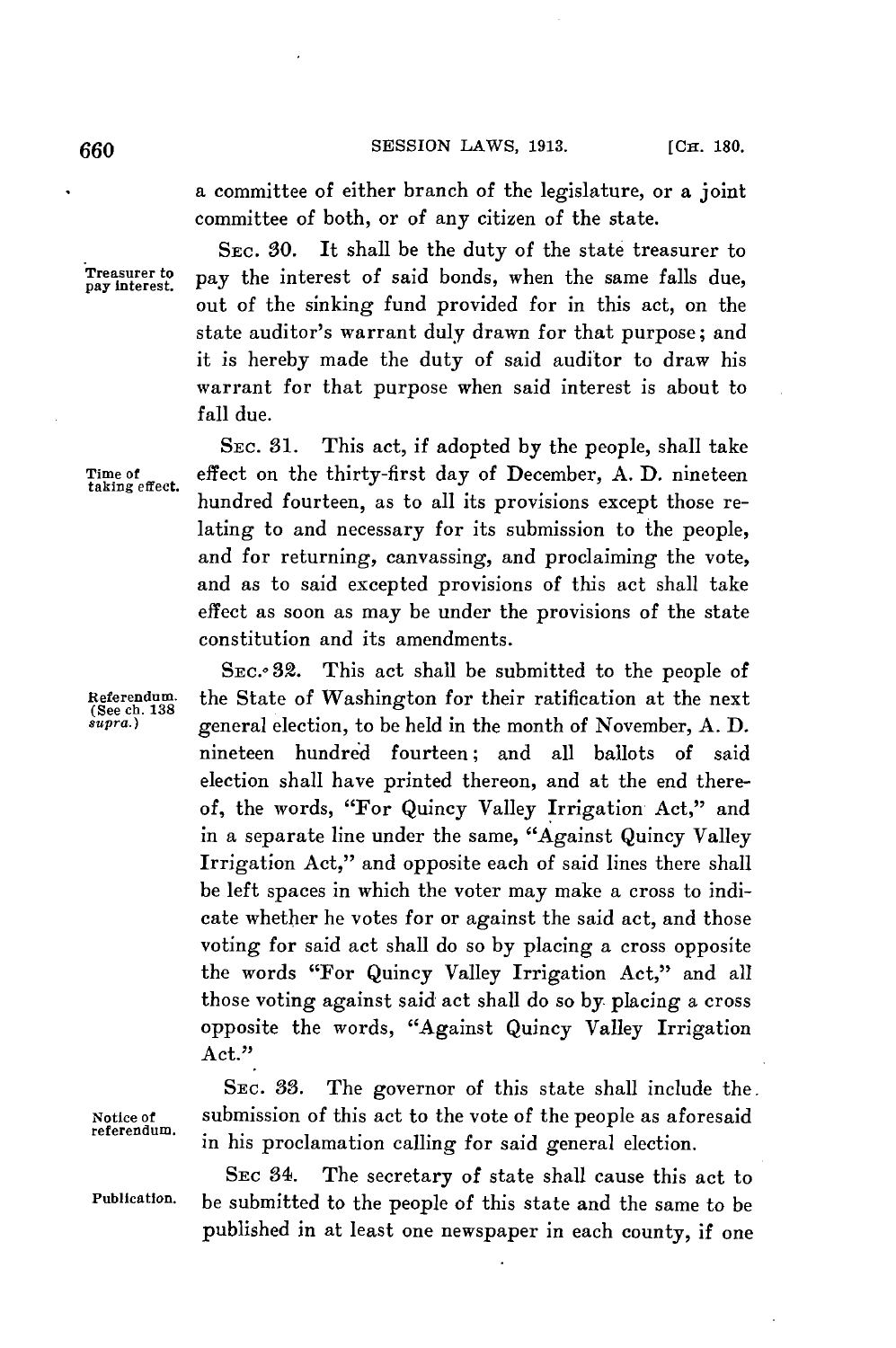a committee of either branch of the legislature, or a joint committee of both, or of any citizen of the state.

Treasurer to pay interest.

SEC. 30. It shall be the duty of the state treasurer to pay the interest of said bonds, when the same falls due, out of the sinking fund provided for in this act, on the state auditor's warrant duly drawn for that purpose; and it is hereby made the duty of said auditor to draw his warrant for that purpose when said interest is about to fall due.

Time of taking effect.

SEC. 31. This act, if adopted by the people, shall take effect on the thirty-first day of December, A. D. nineteen hundred fourteen, as to all its provisions except those relating to and necessary for its submission to the people, and for returning, canvassing, and proclaiming the vote, and as to said excepted provisions of this act shall take effect as soon as may be under the provisions of the state constitution and its amendments.

Referendum. (See ch. 138 *supra.*)

SEC. 32. This act shall be submitted to the people of the State of Washington for their ratification at the next general election, to be held in the month of November, A. D. nineteen hundred fourteen; and all ballots of said election shall have printed thereon, and at the end thereof, the words, "For Quincy Valley Irrigation Act," and in a separate line under the same, "Against Quincy Valley Irrigation Act," and opposite each of said lines there shall be left spaces in which the voter may make a cross to indicate whether he votes for or against the said act, and those voting for said act shall do so by placing a cross opposite the words "For Quincy Valley Irrigation Act," and all those voting against said act shall do so by placing a cross opposite the words, "Against Quincy Valley Irrigation Act."

Notice of referendum.

SEC. 33. The governor of this state shall include the submission of this act to the vote of the people as aforesaid in his proclamation calling for said general election.

Publication.

SEC 34. The secretary of state shall cause this act to be submitted to the people of this state and the same to be published in at least one newspaper in each county, if one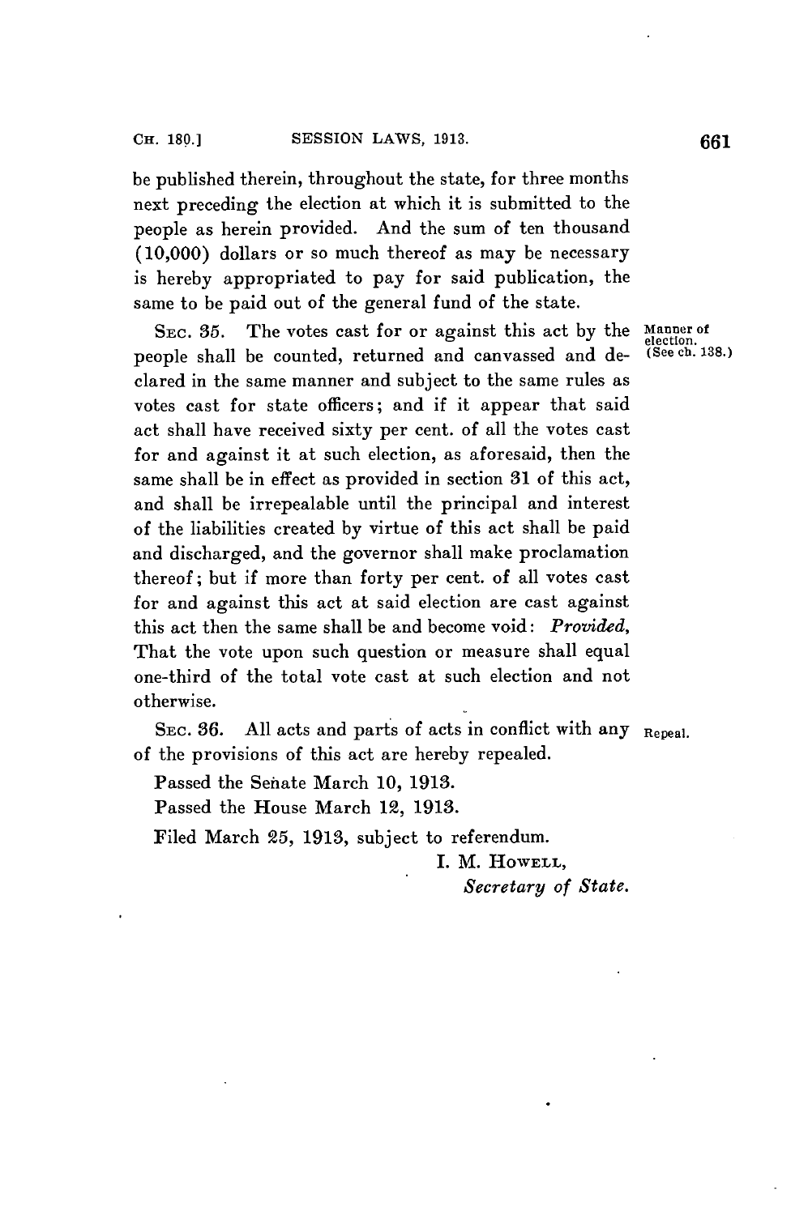be published therein, throughout the state, for three months next preceding the election at which it is submitted to the people as herein provided. And the sum of ten thousand (10,000) dollars or so much thereof as may be necessary is hereby appropriated to pay for said publication, the same to be paid out of the general fund of the state.

SEC. 35. The votes cast for or against this act by the people shall be counted, returned and canvassed and declared in the same manner and subject to the same rules as votes cast for state officers; and if it appear that said act shall have received sixty per cent. of all the votes cast for and against it at such election, as aforesaid, then the same shall be in effect as provided in section 31 of this act, and shall be irrepealable until the principal and interest of the liabilities created by virtue of this act shall be paid and discharged, and the governor shall make proclamation thereof; but if more than forty per cent. of all votes cast for and against this act at said election are cast against this act then the same shall be and become void: *Provided*, That the vote upon such question or measure shall equal one-third of the total vote cast at such election and not otherwise.

Manner of election. (See ch. 138.)

SEC. 36. All acts and parts of acts in conflict with any of the provisions of this act are hereby repealed.

Repeal.

Passed the Senate March 10, 1913.

Passed the House March 12, 1913.

Filed March 25, 1913, subject to referendum.

I. M. HOWELL,
*Secretary of State.*